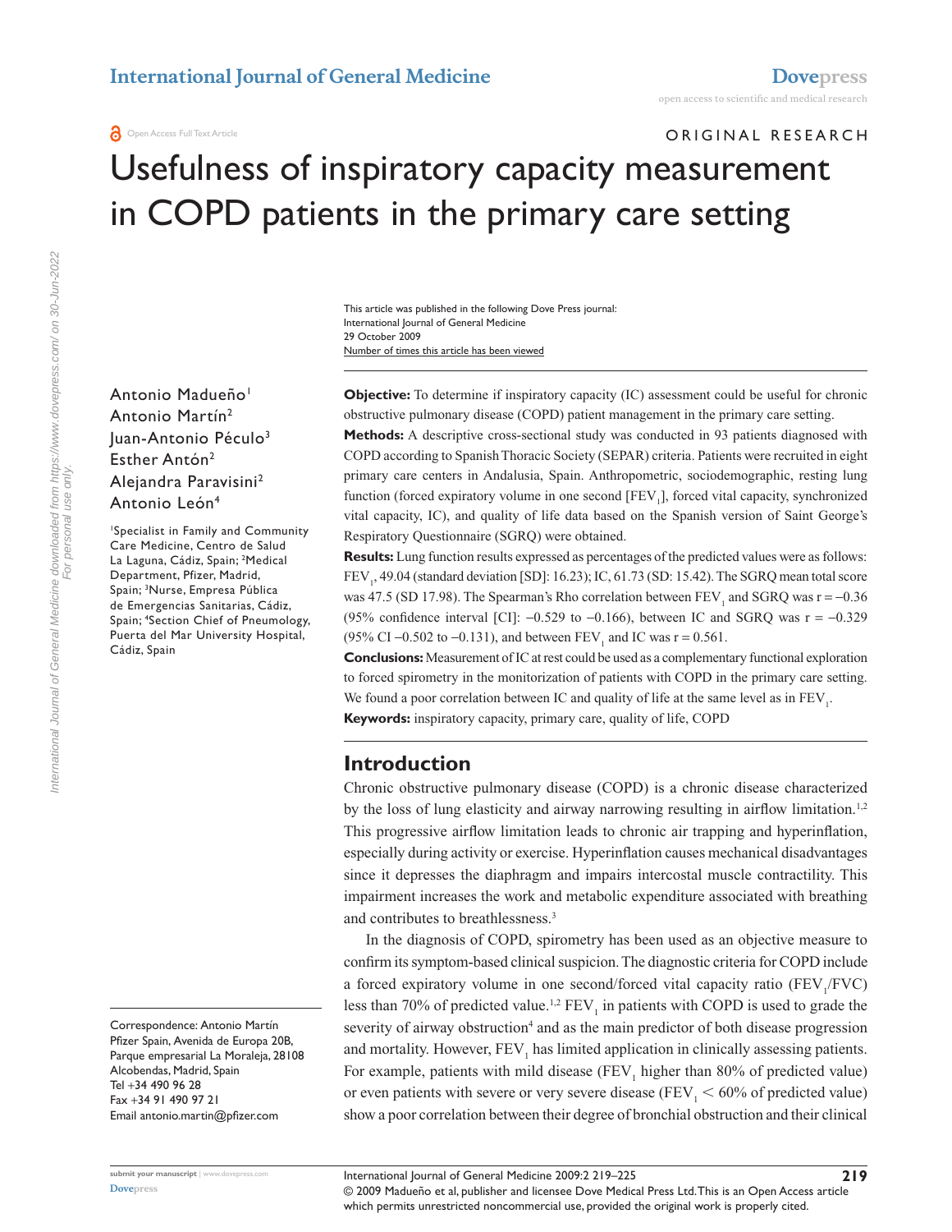International Journal of General Medicine

ORIGINAL RESEARCH

# Usefulness of inspiratory capacity measurement in COPD patients in the primary care setting

This article was published in the following Dove Press journal:
International Journal of General Medicine
29 October 2009
Number of times this article has been viewed

Antonio Madueño[1]
Antonio Martín[2]
Juan-Antonio Péculo[3]
Esther Antón[2]
Alejandra Paravisini[2]
Antonio León[4]

[1]Specialist in Family and Community Care Medicine, Centro de Salud La Laguna, Cádiz, Spain; [2]Medical Department, Pfizer, Madrid, Spain; [3]Nurse, Empresa Pública de Emergencias Sanitarias, Cádiz, Spain; [4]Section Chief of Pneumology, Puerta del Mar University Hospital, Cádiz, Spain

Correspondence: Antonio Martín
Pfizer Spain, Avenida de Europa 20B, Parque empresarial La Moraleja, 28108 Alcobendas, Madrid, Spain
Tel +34 490 96 28
Fax +34 91 490 97 21
Email antonio.martin@pfizer.com

**Objective:** To determine if inspiratory capacity (IC) assessment could be useful for chronic obstructive pulmonary disease (COPD) patient management in the primary care setting.

**Methods:** A descriptive cross-sectional study was conducted in 93 patients diagnosed with COPD according to Spanish Thoracic Society (SEPAR) criteria. Patients were recruited in eight primary care centers in Andalusia, Spain. Anthropometric, sociodemographic, resting lung function (forced expiratory volume in one second [$FEV_1$], forced vital capacity, synchronized vital capacity, IC), and quality of life data based on the Spanish version of Saint George's Respiratory Questionnaire (SGRQ) were obtained.

**Results:** Lung function results expressed as percentages of the predicted values were as follows: $FEV_1$, 49.04 (standard deviation [SD]: 16.23); IC, 61.73 (SD: 15.42). The SGRQ mean total score was 47.5 (SD 17.98). The Spearman's Rho correlation between $FEV_1$ and SGRQ was $r = -0.36$ (95% confidence interval [CI]: $-0.529$ to $-0.166$), between IC and SGRQ was $r = -0.329$ (95% CI $-0.502$ to $-0.131$), and between $FEV_1$ and IC was $r = 0.561$.

**Conclusions:** Measurement of IC at rest could be used as a complementary functional exploration to forced spirometry in the monitorization of patients with COPD in the primary care setting. We found a poor correlation between IC and quality of life at the same level as in $FEV_1$.

**Keywords:** inspiratory capacity, primary care, quality of life, COPD

## Introduction

Chronic obstructive pulmonary disease (COPD) is a chronic disease characterized by the loss of lung elasticity and airway narrowing resulting in airflow limitation.[1,2] This progressive airflow limitation leads to chronic air trapping and hyperinflation, especially during activity or exercise. Hyperinflation causes mechanical disadvantages since it depresses the diaphragm and impairs intercostal muscle contractility. This impairment increases the work and metabolic expenditure associated with breathing and contributes to breathlessness.[3]

In the diagnosis of COPD, spirometry has been used as an objective measure to confirm its symptom-based clinical suspicion. The diagnostic criteria for COPD include a forced expiratory volume in one second/forced vital capacity ratio ($FEV_1$/FVC) less than 70% of predicted value.[1,2] $FEV_1$ in patients with COPD is used to grade the severity of airway obstruction[4] and as the main predictor of both disease progression and mortality. However, $FEV_1$ has limited application in clinically assessing patients. For example, patients with mild disease ($FEV_1$ higher than 80% of predicted value) or even patients with severe or very severe disease ($FEV_1 < 60\%$ of predicted value) show a poor correlation between their degree of bronchial obstruction and their clinical

© 2009 Madueño et al, publisher and licensee Dove Medical Press Ltd. This is an Open Access article which permits unrestricted noncommercial use, provided the original work is properly cited.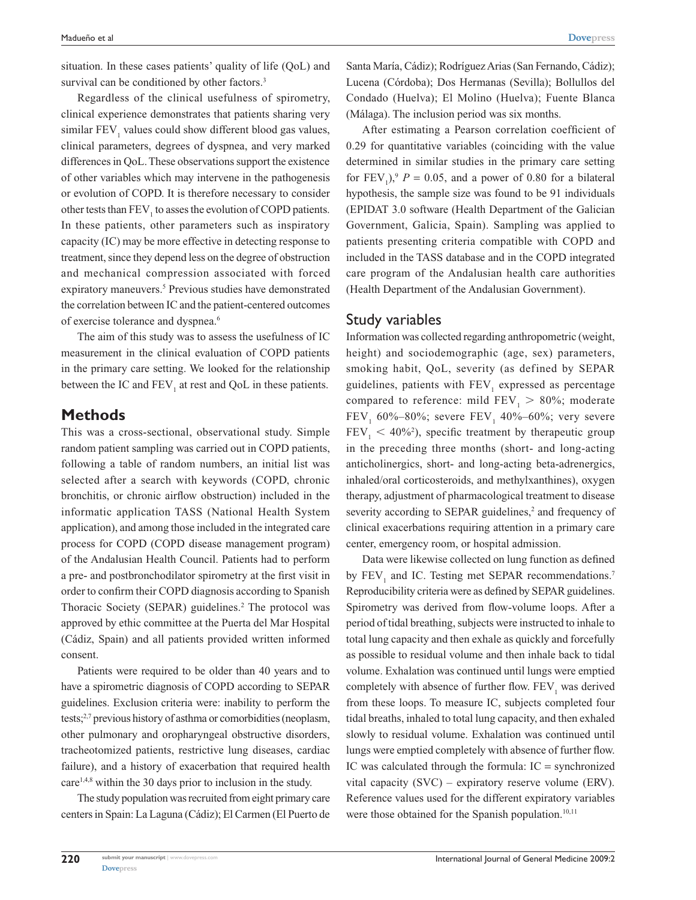situation. In these cases patients' quality of life (QoL) and survival can be conditioned by other factors.[3]

Regardless of the clinical usefulness of spirometry, clinical experience demonstrates that patients sharing very similar $FEV_1$ values could show different blood gas values, clinical parameters, degrees of dyspnea, and very marked differences in QoL. These observations support the existence of other variables which may intervene in the pathogenesis or evolution of COPD. It is therefore necessary to consider other tests than $FEV_1$ to asses the evolution of COPD patients. In these patients, other parameters such as inspiratory capacity (IC) may be more effective in detecting response to treatment, since they depend less on the degree of obstruction and mechanical compression associated with forced expiratory maneuvers.[5] Previous studies have demonstrated the correlation between IC and the patient-centered outcomes of exercise tolerance and dyspnea.[6]

The aim of this study was to assess the usefulness of IC measurement in the clinical evaluation of COPD patients in the primary care setting. We looked for the relationship between the IC and $FEV_1$ at rest and QoL in these patients.

## Methods

This was a cross-sectional, observational study. Simple random patient sampling was carried out in COPD patients, following a table of random numbers, an initial list was selected after a search with keywords (COPD, chronic bronchitis, or chronic airflow obstruction) included in the informatic application TASS (National Health System application), and among those included in the integrated care process for COPD (COPD disease management program) of the Andalusian Health Council. Patients had to perform a pre- and postbronchodilator spirometry at the first visit in order to confirm their COPD diagnosis according to Spanish Thoracic Society (SEPAR) guidelines.[2] The protocol was approved by ethic committee at the Puerta del Mar Hospital (Cádiz, Spain) and all patients provided written informed consent.

Patients were required to be older than 40 years and to have a spirometric diagnosis of COPD according to SEPAR guidelines. Exclusion criteria were: inability to perform the tests;[2,7] previous history of asthma or comorbidities (neoplasm, other pulmonary and oropharyngeal obstructive disorders, tracheotomized patients, restrictive lung diseases, cardiac failure), and a history of exacerbation that required health care[1,4,8] within the 30 days prior to inclusion in the study.

The study population was recruited from eight primary care centers in Spain: La Laguna (Cádiz); El Carmen (El Puerto de Santa María, Cádiz); Rodríguez Arias (San Fernando, Cádiz); Lucena (Córdoba); Dos Hermanas (Sevilla); Bollullos del Condado (Huelva); El Molino (Huelva); Fuente Blanca (Málaga). The inclusion period was six months.

After estimating a Pearson correlation coefficient of 0.29 for quantitative variables (coinciding with the value determined in similar studies in the primary care setting for $FEV_1$),[9] $P = 0.05$, and a power of 0.80 for a bilateral hypothesis, the sample size was found to be 91 individuals (EPIDAT 3.0 software (Health Department of the Galician Government, Galicia, Spain). Sampling was applied to patients presenting criteria compatible with COPD and included in the TASS database and in the COPD integrated care program of the Andalusian health care authorities (Health Department of the Andalusian Government).

### Study variables

Information was collected regarding anthropometric (weight, height) and sociodemographic (age, sex) parameters, smoking habit, QoL, severity (as defined by SEPAR guidelines, patients with $FEV_1$ expressed as percentage compared to reference: mild $FEV_1 > 80\%$; moderate $FEV_1$ 60%–80%; severe $FEV_1$ 40%–60%; very severe $FEV_1 < 40\%$[2]), specific treatment by therapeutic group in the preceding three months (short- and long-acting anticholinergics, short- and long-acting beta-adrenergics, inhaled/oral corticosteroids, and methylxanthines), oxygen therapy, adjustment of pharmacological treatment to disease severity according to SEPAR guidelines,[2] and frequency of clinical exacerbations requiring attention in a primary care center, emergency room, or hospital admission.

Data were likewise collected on lung function as defined by $FEV_1$ and IC. Testing met SEPAR recommendations.[7] Reproducibility criteria were as defined by SEPAR guidelines. Spirometry was derived from flow-volume loops. After a period of tidal breathing, subjects were instructed to inhale to total lung capacity and then exhale as quickly and forcefully as possible to residual volume and then inhale back to tidal volume. Exhalation was continued until lungs were emptied completely with absence of further flow. $FEV_1$ was derived from these loops. To measure IC, subjects completed four tidal breaths, inhaled to total lung capacity, and then exhaled slowly to residual volume. Exhalation was continued until lungs were emptied completely with absence of further flow. IC was calculated through the formula: IC = synchronized vital capacity (SVC) – expiratory reserve volume (ERV). Reference values used for the different expiratory variables were those obtained for the Spanish population.[10,11]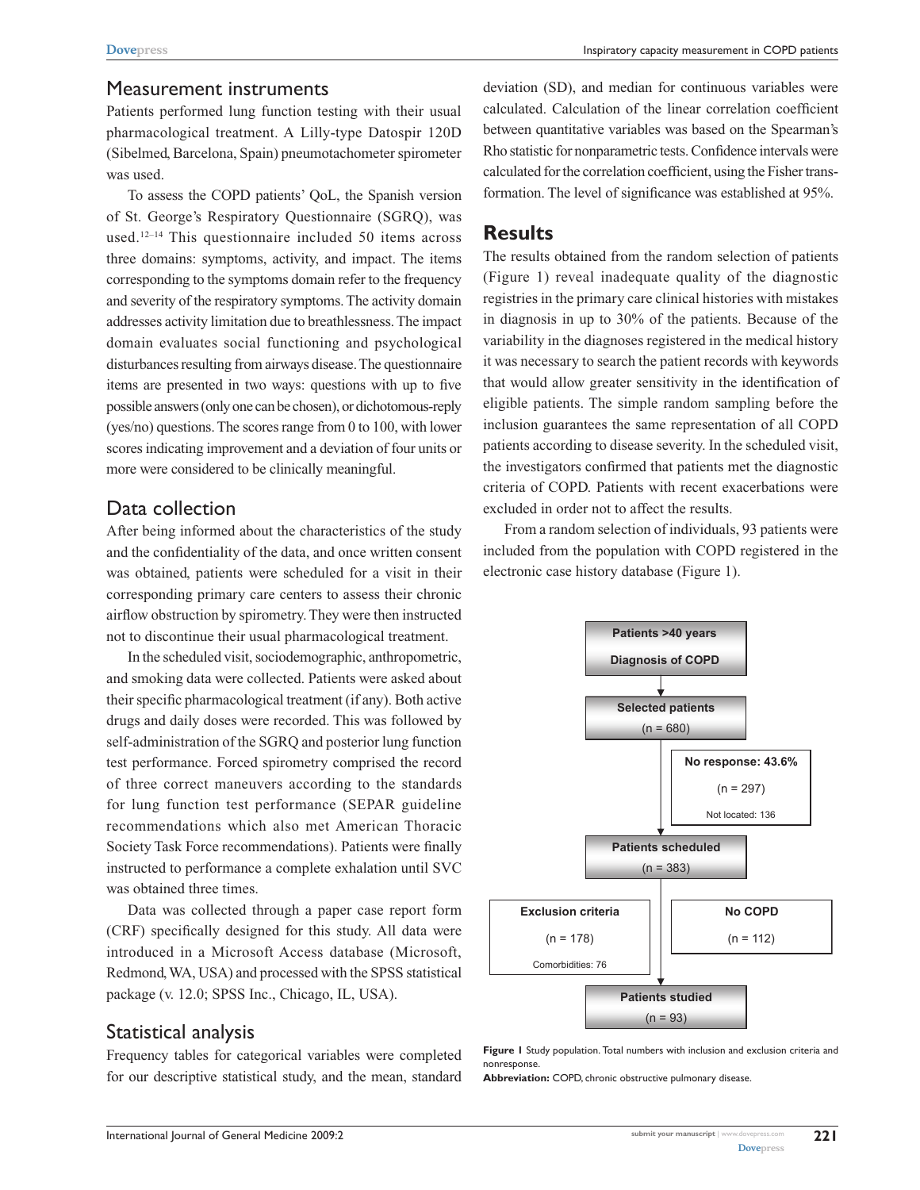## Measurement instruments

Patients performed lung function testing with their usual pharmacological treatment. A Lilly-type Datospir 120D (Sibelmed, Barcelona, Spain) pneumotachometer spirometer was used.

To assess the COPD patients' QoL, the Spanish version of St. George's Respiratory Questionnaire (SGRQ), was used.[12–14] This questionnaire included 50 items across three domains: symptoms, activity, and impact. The items corresponding to the symptoms domain refer to the frequency and severity of the respiratory symptoms. The activity domain addresses activity limitation due to breathlessness. The impact domain evaluates social functioning and psychological disturbances resulting from airways disease. The questionnaire items are presented in two ways: questions with up to five possible answers (only one can be chosen), or dichotomous-reply (yes/no) questions. The scores range from 0 to 100, with lower scores indicating improvement and a deviation of four units or more were considered to be clinically meaningful.

## Data collection

After being informed about the characteristics of the study and the confidentiality of the data, and once written consent was obtained, patients were scheduled for a visit in their corresponding primary care centers to assess their chronic airflow obstruction by spirometry. They were then instructed not to discontinue their usual pharmacological treatment.

In the scheduled visit, sociodemographic, anthropometric, and smoking data were collected. Patients were asked about their specific pharmacological treatment (if any). Both active drugs and daily doses were recorded. This was followed by self-administration of the SGRQ and posterior lung function test performance. Forced spirometry comprised the record of three correct maneuvers according to the standards for lung function test performance (SEPAR guideline recommendations which also met American Thoracic Society Task Force recommendations). Patients were finally instructed to performance a complete exhalation until SVC was obtained three times.

Data was collected through a paper case report form (CRF) specifically designed for this study. All data were introduced in a Microsoft Access database (Microsoft, Redmond, WA, USA) and processed with the SPSS statistical package (v. 12.0; SPSS Inc., Chicago, IL, USA).

## Statistical analysis

Frequency tables for categorical variables were completed for our descriptive statistical study, and the mean, standard deviation (SD), and median for continuous variables were calculated. Calculation of the linear correlation coefficient between quantitative variables was based on the Spearman's Rho statistic for nonparametric tests. Confidence intervals were calculated for the correlation coefficient, using the Fisher transformation. The level of significance was established at 95%.

# Results

The results obtained from the random selection of patients (Figure 1) reveal inadequate quality of the diagnostic registries in the primary care clinical histories with mistakes in diagnosis in up to 30% of the patients. Because of the variability in the diagnoses registered in the medical history it was necessary to search the patient records with keywords that would allow greater sensitivity in the identification of eligible patients. The simple random sampling before the inclusion guarantees the same representation of all COPD patients according to disease severity. In the scheduled visit, the investigators confirmed that patients met the diagnostic criteria of COPD. Patients with recent exacerbations were excluded in order not to affect the results.

From a random selection of individuals, 93 patients were included from the population with COPD registered in the electronic case history database (Figure 1).

Patients >40 years

Diagnosis of COPD

Selected patients

(n = 680)

No response: 43.6%

(n = 297)

Not located: 136

Patients scheduled

(n = 383)

Exclusion criteria

(n = 178)

Comorbidities: 76

No COPD

(n = 112)

Patients studied

(n = 93)

**Figure 1** Study population. Total numbers with inclusion and exclusion criteria and nonresponse.

**Abbreviation:** COPD, chronic obstructive pulmonary disease.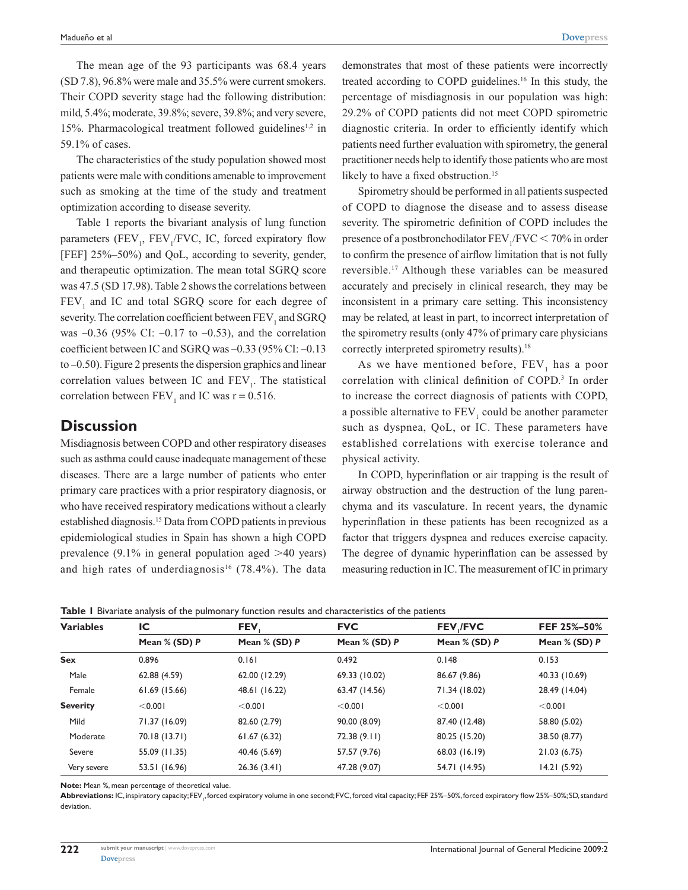The mean age of the 93 participants was 68.4 years (SD 7.8), 96.8% were male and 35.5% were current smokers. Their COPD severity stage had the following distribution: mild, 5.4%; moderate, 39.8%; severe, 39.8%; and very severe, 15%. Pharmacological treatment followed guidelines[1,2] in 59.1% of cases.

The characteristics of the study population showed most patients were male with conditions amenable to improvement such as smoking at the time of the study and treatment optimization according to disease severity.

Table 1 reports the bivariant analysis of lung function parameters ($FEV_1$, $FEV_1/FVC$, IC, forced expiratory flow [FEF] 25%–50%) and QoL, according to severity, gender, and therapeutic optimization. The mean total SGRQ score was 47.5 (SD 17.98). Table 2 shows the correlations between $FEV_1$ and IC and total SGRQ score for each degree of severity. The correlation coefficient between $FEV_1$ and SGRQ was –0.36 (95% CI: –0.17 to –0.53), and the correlation coefficient between IC and SGRQ was –0.33 (95% CI: –0.13 to –0.50). Figure 2 presents the dispersion graphics and linear correlation values between IC and $FEV_1$. The statistical correlation between $FEV_1$ and IC was $r = 0.516$.

## Discussion

Misdiagnosis between COPD and other respiratory diseases such as asthma could cause inadequate management of these diseases. There are a large number of patients who enter primary care practices with a prior respiratory diagnosis, or who have received respiratory medications without a clearly established diagnosis.[15] Data from COPD patients in previous epidemiological studies in Spain has shown a high COPD prevalence (9.1% in general population aged >40 years) and high rates of underdiagnosis[16] (78.4%). The data demonstrates that most of these patients were incorrectly treated according to COPD guidelines.[16] In this study, the percentage of misdiagnosis in our population was high: 29.2% of COPD patients did not meet COPD spirometric diagnostic criteria. In order to efficiently identify which patients need further evaluation with spirometry, the general practitioner needs help to identify those patients who are most likely to have a fixed obstruction.[15]

Spirometry should be performed in all patients suspected of COPD to diagnose the disease and to assess disease severity. The spirometric definition of COPD includes the presence of a postbronchodilator $FEV_1/FVC < 70\%$ in order to confirm the presence of airflow limitation that is not fully reversible.[17] Although these variables can be measured accurately and precisely in clinical research, they may be inconsistent in a primary care setting. This inconsistency may be related, at least in part, to incorrect interpretation of the spirometry results (only 47% of primary care physicians correctly interpreted spirometry results).[18]

As we have mentioned before, $FEV_1$ has a poor correlation with clinical definition of COPD.[3] In order to increase the correct diagnosis of patients with COPD, a possible alternative to $FEV_1$ could be another parameter such as dyspnea, QoL, or IC. These parameters have established correlations with exercise tolerance and physical activity.

In COPD, hyperinflation or air trapping is the result of airway obstruction and the destruction of the lung parenchyma and its vasculature. In recent years, the dynamic hyperinflation in these patients has been recognized as a factor that triggers dyspnea and reduces exercise capacity. The degree of dynamic hyperinflation can be assessed by measuring reduction in IC. The measurement of IC in primary

**Table 1** Bivariate analysis of the pulmonary function results and characteristics of the patients

| Variables | IC | $FEV_1$ | FVC | $FEV_1/FVC$ | FEF 25%–50% |
|---|---|---|---|---|---|
| | **Mean % (SD) *P*** | **Mean % (SD) *P*** | **Mean % (SD) *P*** | **Mean % (SD) *P*** | **Mean % (SD) *P*** |
| **Sex** | 0.896 | 0.161 | 0.492 | 0.148 | 0.153 |
| Male | 62.88 (4.59) | 62.00 (12.29) | 69.33 (10.02) | 86.67 (9.86) | 40.33 (10.69) |
| Female | 61.69 (15.66) | 48.61 (16.22) | 63.47 (14.56) | 71.34 (18.02) | 28.49 (14.04) |
| **Severity** | <0.001 | <0.001 | <0.001 | <0.001 | <0.001 |
| Mild | 71.37 (16.09) | 82.60 (2.79) | 90.00 (8.09) | 87.40 (12.48) | 58.80 (5.02) |
| Moderate | 70.18 (13.71) | 61.67 (6.32) | 72.38 (9.11) | 80.25 (15.20) | 38.50 (8.77) |
| Severe | 55.09 (11.35) | 40.46 (5.69) | 57.57 (9.76) | 68.03 (16.19) | 21.03 (6.75) |
| Very severe | 53.51 (16.96) | 26.36 (3.41) | 47.28 (9.07) | 54.71 (14.95) | 14.21 (5.92) |

**Note:** Mean %, mean percentage of theoretical value.
**Abbreviations:** IC, inspiratory capacity; $FEV_1$, forced expiratory volume in one second; FVC, forced vital capacity; FEF 25%–50%, forced expiratory flow 25%–50%; SD, standard deviation.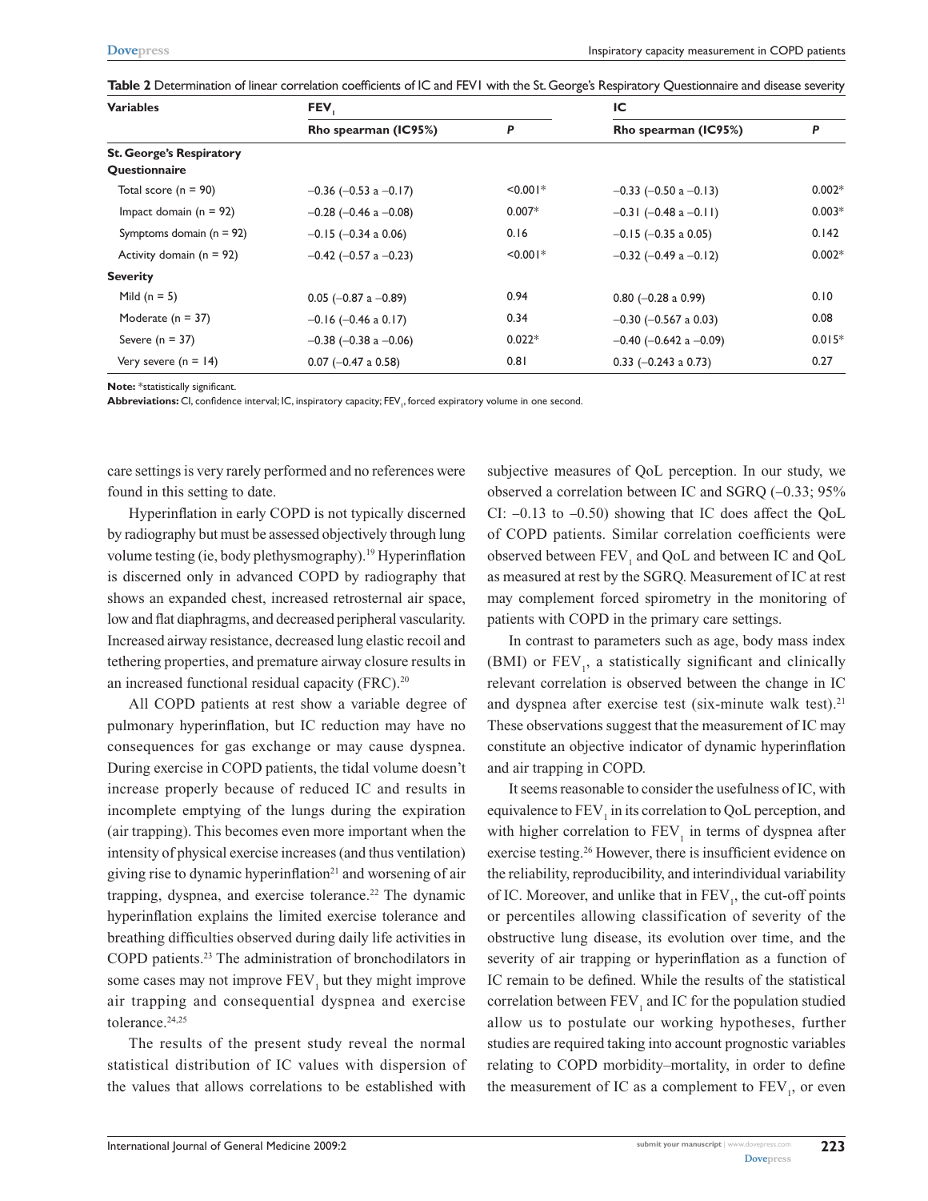**Table 2** Determination of linear correlation coefficients of IC and FEV1 with the St. George's Respiratory Questionnaire and disease severity

| Variables | $FEV_1$ | | IC | |
|---|---|---|---|---|
| | Rho spearman (IC95%) | P | Rho spearman (IC95%) | P |
| **St. George's Respiratory Questionnaire** | | | | |
| Total score (n = 90) | –0.36 (–0.53 a –0.17) | <0.001* | –0.33 (–0.50 a –0.13) | 0.002* |
| Impact domain (n = 92) | –0.28 (–0.46 a –0.08) | 0.007* | –0.31 (–0.48 a –0.11) | 0.003* |
| Symptoms domain (n = 92) | –0.15 (–0.34 a 0.06) | 0.16 | –0.15 (–0.35 a 0.05) | 0.142 |
| Activity domain (n = 92) | –0.42 (–0.57 a –0.23) | <0.001* | –0.32 (–0.49 a –0.12) | 0.002* |
| **Severity** | | | | |
| Mild (n = 5) | 0.05 (–0.87 a –0.89) | 0.94 | 0.80 (–0.28 a 0.99) | 0.10 |
| Moderate (n = 37) | –0.16 (–0.46 a 0.17) | 0.34 | –0.30 (–0.567 a 0.03) | 0.08 |
| Severe (n = 37) | –0.38 (–0.38 a –0.06) | 0.022* | –0.40 (–0.642 a –0.09) | 0.015* |
| Very severe (n = 14) | 0.07 (–0.47 a 0.58) | 0.81 | 0.33 (–0.243 a 0.73) | 0.27 |

**Note:** *statistically significant.

**Abbreviations:** CI, confidence interval; IC, inspiratory capacity; $FEV_1$, forced expiratory volume in one second.

care settings is very rarely performed and no references were found in this setting to date.

Hyperinflation in early COPD is not typically discerned by radiography but must be assessed objectively through lung volume testing (ie, body plethysmography).[19] Hyperinflation is discerned only in advanced COPD by radiography that shows an expanded chest, increased retrosternal air space, low and flat diaphragms, and decreased peripheral vascularity. Increased airway resistance, decreased lung elastic recoil and tethering properties, and premature airway closure results in an increased functional residual capacity (FRC).[20]

All COPD patients at rest show a variable degree of pulmonary hyperinflation, but IC reduction may have no consequences for gas exchange or may cause dyspnea. During exercise in COPD patients, the tidal volume doesn't increase properly because of reduced IC and results in incomplete emptying of the lungs during the expiration (air trapping). This becomes even more important when the intensity of physical exercise increases (and thus ventilation) giving rise to dynamic hyperinflation[21] and worsening of air trapping, dyspnea, and exercise tolerance.[22] The dynamic hyperinflation explains the limited exercise tolerance and breathing difficulties observed during daily life activities in COPD patients.[23] The administration of bronchodilators in some cases may not improve $FEV_1$ but they might improve air trapping and consequential dyspnea and exercise tolerance.[24,25]

The results of the present study reveal the normal statistical distribution of IC values with dispersion of the values that allows correlations to be established with subjective measures of QoL perception. In our study, we observed a correlation between IC and SGRQ (–0.33; 95% CI: –0.13 to –0.50) showing that IC does affect the QoL of COPD patients. Similar correlation coefficients were observed between $FEV_1$ and QoL and between IC and QoL as measured at rest by the SGRQ. Measurement of IC at rest may complement forced spirometry in the monitoring of patients with COPD in the primary care settings.

In contrast to parameters such as age, body mass index (BMI) or $FEV_1$, a statistically significant and clinically relevant correlation is observed between the change in IC and dyspnea after exercise test (six-minute walk test).[21] These observations suggest that the measurement of IC may constitute an objective indicator of dynamic hyperinflation and air trapping in COPD.

It seems reasonable to consider the usefulness of IC, with equivalence to $FEV_1$ in its correlation to QoL perception, and with higher correlation to $FEV_1$ in terms of dyspnea after exercise testing.[26] However, there is insufficient evidence on the reliability, reproducibility, and interindividual variability of IC. Moreover, and unlike that in $FEV_1$, the cut-off points or percentiles allowing classification of severity of the obstructive lung disease, its evolution over time, and the severity of air trapping or hyperinflation as a function of IC remain to be defined. While the results of the statistical correlation between $FEV_1$ and IC for the population studied allow us to postulate our working hypotheses, further studies are required taking into account prognostic variables relating to COPD morbidity–mortality, in order to define the measurement of IC as a complement to $FEV_1$, or even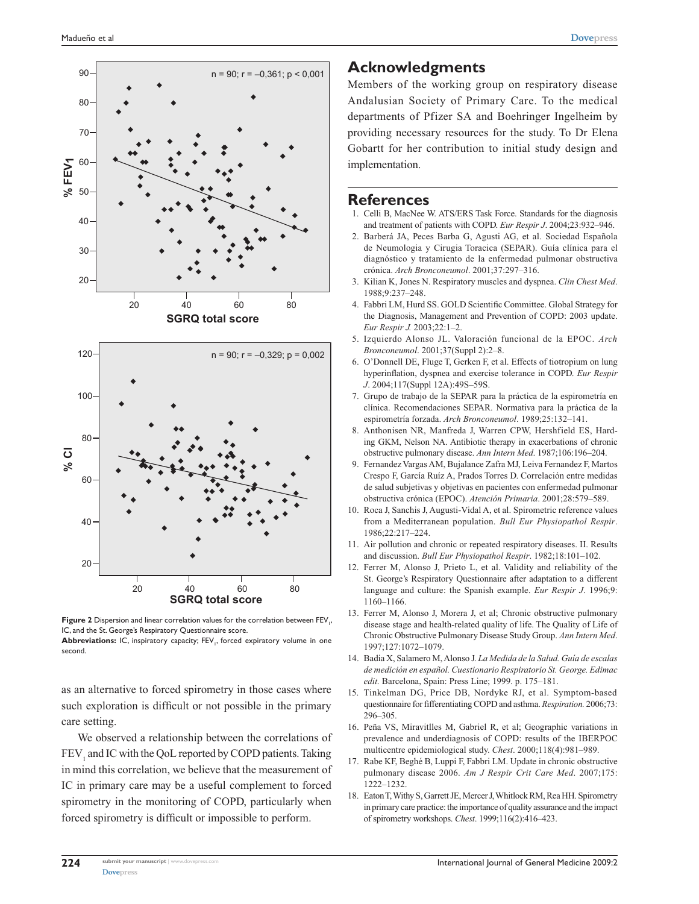n = 90; r = –0,361; p < 0,001

n = 90; r = –0,329; p = 0,002

**Figure 2** Dispersion and linear correlation values for the correlation between $FEV_1$, IC, and the St. George's Respiratory Questionnaire score.
**Abbreviations:** IC, inspiratory capacity; $FEV_1$, forced expiratory volume in one second.

as an alternative to forced spirometry in those cases where such exploration is difficult or not possible in the primary care setting.

We observed a relationship between the correlations of $FEV_1$ and IC with the QoL reported by COPD patients. Taking in mind this correlation, we believe that the measurement of IC in primary care may be a useful complement to forced spirometry in the monitoring of COPD, particularly when forced spirometry is difficult or impossible to perform.

## Acknowledgments

Members of the working group on respiratory disease Andalusian Society of Primary Care. To the medical departments of Pfizer SA and Boehringer Ingelheim by providing necessary resources for the study. To Dr Elena Gobartt for her contribution to initial study design and implementation.

## References

1. Celli B, MacNee W. ATS/ERS Task Force. Standards for the diagnosis and treatment of patients with COPD. *Eur Respir J*. 2004;23:932–946.
2. Barberá JA, Peces Barba G, Agusti AG, et al. Sociedad Española de Neumologia y Cirugia Toracica (SEPAR). Guía clínica para el diagnóstico y tratamiento de la enfermedad pulmonar obstructiva crónica. *Arch Bronconeumol*. 2001;37:297–316.
3. Kilian K, Jones N. Respiratory muscles and dyspnea. *Clin Chest Med*. 1988;9:237–248.
4. Fabbri LM, Hurd SS. GOLD Scientific Committee. Global Strategy for the Diagnosis, Management and Prevention of COPD: 2003 update. *Eur Respir J.* 2003;22:1–2.
5. Izquierdo Alonso JL. Valoración funcional de la EPOC. *Arch Bronconeumol*. 2001;37(Suppl 2):2–8.
6. O'Donnell DE, Fluge T, Gerken F, et al. Effects of tiotropium on lung hyperinflation, dyspnea and exercise tolerance in COPD. *Eur Respir J*. 2004;117(Suppl 12A):49S–59S.
7. Grupo de trabajo de la SEPAR para la práctica de la espirometría en clínica. Recomendaciones SEPAR. Normativa para la práctica de la espirometría forzada. *Arch Bronconeumol*. 1989;25:132–141.
8. Anthonisen NR, Manfreda J, Warren CPW, Hershfield ES, Harding GKM, Nelson NA. Antibiotic therapy in exacerbations of chronic obstructive pulmonary disease. *Ann Intern Med*. 1987;106:196–204.
9. Fernandez Vargas AM, Bujalance Zafra MJ, Leiva Fernandez F, Martos Crespo F, García Ruíz A, Prados Torres D. Correlación entre medidas de salud subjetivas y objetivas en pacientes con enfermedad pulmonar obstructiva crónica (EPOC). *Atención Primaria*. 2001;28:579–589.
10. Roca J, Sanchis J, Augusti-Vidal A, et al. Spirometric reference values from a Mediterranean population. *Bull Eur Physiopathol Respir*. 1986;22:217–224.
11. Air pollution and chronic or repeated respiratory diseases. II. Results and discussion. *Bull Eur Physiopathol Respir*. 1982;18:101–102.
12. Ferrer M, Alonso J, Prieto L, et al. Validity and reliability of the St. George's Respiratory Questionnaire after adaptation to a different language and culture: the Spanish example. *Eur Respir J*. 1996;9:1160–1166.
13. Ferrer M, Alonso J, Morera J, et al; Chronic obstructive pulmonary disease stage and health-related quality of life. The Quality of Life of Chronic Obstructive Pulmonary Disease Study Group. *Ann Intern Med*. 1997;127:1072–1079.
14. Badia X, Salamero M, Alonso J. *La Medida de la Salud. Guía de escalas de medición en español. Cuestionario Respiratorio St. George. Edimac edit.* Barcelona, Spain: Press Line; 1999. p. 175–181.
15. Tinkelman DG, Price DB, Nordyke RJ, et al. Symptom-based questionnaire for fifferentiating COPD and asthma. *Respiration.* 2006;73:296–305.
16. Peña VS, Miravitlles M, Gabriel R, et al; Geographic variations in prevalence and underdiagnosis of COPD: results of the IBERPOC multicentre epidemiological study. *Chest*. 2000;118(4):981–989.
17. Rabe KF, Beghé B, Luppi F, Fabbri LM. Update in chronic obstructive pulmonary disease 2006. *Am J Respir Crit Care Med*. 2007;175:1222–1232.
18. Eaton T, Withy S, Garrett JE, Mercer J, Whitlock RM, Rea HH. Spirometry in primary care practice: the importance of quality assurance and the impact of spirometry workshops. *Chest*. 1999;116(2):416–423.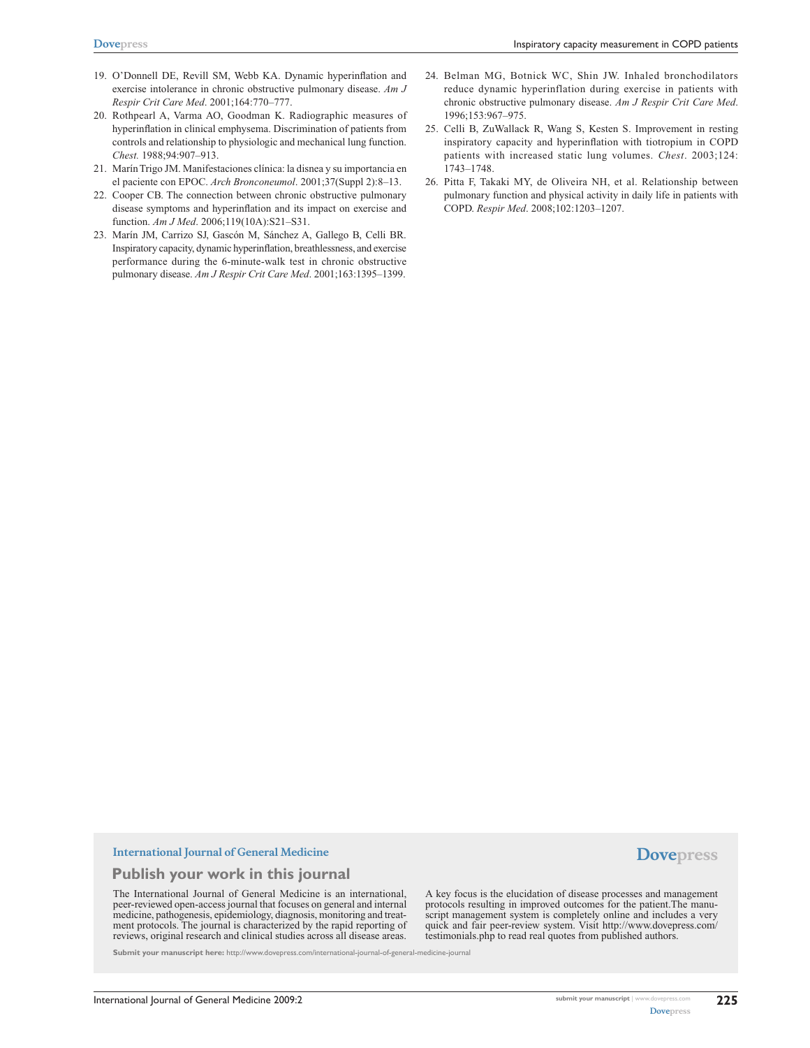19. O'Donnell DE, Revill SM, Webb KA. Dynamic hyperinflation and exercise intolerance in chronic obstructive pulmonary disease. *Am J Respir Crit Care Med*. 2001;164:770–777.
20. Rothpearl A, Varma AO, Goodman K. Radiographic measures of hyperinflation in clinical emphysema. Discrimination of patients from controls and relationship to physiologic and mechanical lung function. *Chest.* 1988;94:907–913.
21. Marín Trigo JM. Manifestaciones clínica: la disnea y su importancia en el paciente con EPOC. *Arch Bronconeumol*. 2001;37(Suppl 2):8–13.
22. Cooper CB. The connection between chronic obstructive pulmonary disease symptoms and hyperinflation and its impact on exercise and function. *Am J Med*. 2006;119(10A):S21–S31.
23. Marín JM, Carrizo SJ, Gascón M, Sánchez A, Gallego B, Celli BR. Inspiratory capacity, dynamic hyperinflation, breathlessness, and exercise performance during the 6-minute-walk test in chronic obstructive pulmonary disease. *Am J Respir Crit Care Med*. 2001;163:1395–1399.
24. Belman MG, Botnick WC, Shin JW. Inhaled bronchodilators reduce dynamic hyperinflation during exercise in patients with chronic obstructive pulmonary disease. *Am J Respir Crit Care Med*. 1996;153:967–975.
25. Celli B, ZuWallack R, Wang S, Kesten S. Improvement in resting inspiratory capacity and hyperinflation with tiotropium in COPD patients with increased static lung volumes. *Chest*. 2003;124:1743–1748.
26. Pitta F, Takaki MY, de Oliveira NH, et al. Relationship between pulmonary function and physical activity in daily life in patients with COPD. *Respir Med*. 2008;102:1203–1207.

**International Journal of General Medicine**

**Dovepress**

## Publish your work in this journal

The International Journal of General Medicine is an international, peer-reviewed open-access journal that focuses on general and internal medicine, pathogenesis, epidemiology, diagnosis, monitoring and treatment protocols. The journal is characterized by the rapid reporting of reviews, original research and clinical studies across all disease areas. A key focus is the elucidation of disease processes and management protocols resulting in improved outcomes for the patient.The manuscript management system is completely online and includes a very quick and fair peer-review system. Visit http://www.dovepress.com/testimonials.php to read real quotes from published authors.

**Submit your manuscript here:** http://www.dovepress.com/international-journal-of-general-medicine-journal